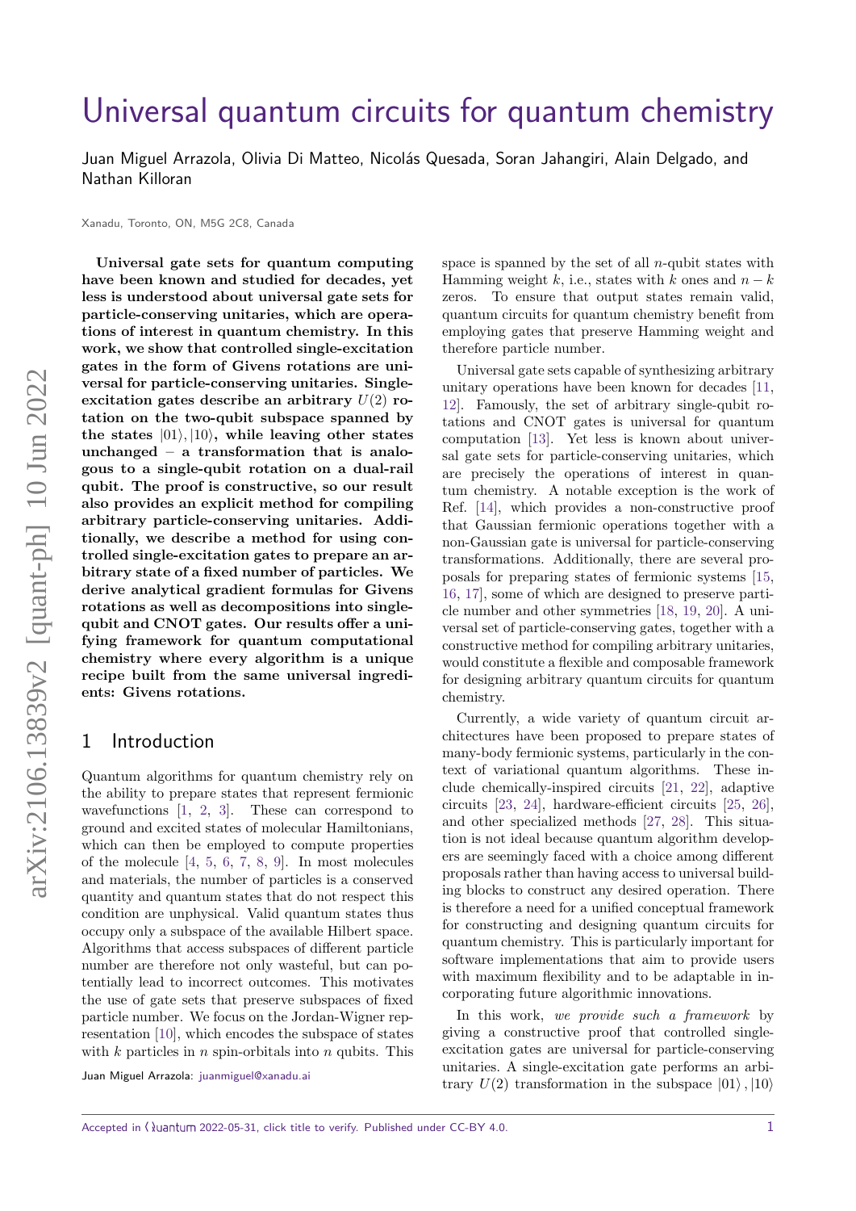# Universal quantum circuits for quantum chemistry

Juan Miguel Arrazola, Olivia Di Matteo, Nicolás Quesada, Soran Jahangiri, Alain Delgado, and Nathan Killoran

Xanadu, Toronto, ON, M5G 2C8, Canada

**Universal gate sets for quantum computing have been known and studied for decades, yet less is understood about universal gate sets for particle-conserving unitaries, which are operations of interest in quantum chemistry. In this work, we show that controlled single-excitation gates in the form of Givens rotations are universal for particle-conserving unitaries. Single-excitation gates describe an arbitrary $U(2)$ rotation on the two-qubit subspace spanned by the states $|01\rangle, |10\rangle$, while leaving other states unchanged – a transformation that is analogous to a single-qubit rotation on a dual-rail qubit. The proof is constructive, so our result also provides an explicit method for compiling arbitrary particle-conserving unitaries. Additionally, we describe a method for using controlled single-excitation gates to prepare an arbitrary state of a fixed number of particles. We derive analytical gradient formulas for Givens rotations as well as decompositions into single-qubit and CNOT gates. Our results offer a unifying framework for quantum computational chemistry where every algorithm is a unique recipe built from the same universal ingredients: Givens rotations.**

## 1 Introduction

Quantum algorithms for quantum chemistry rely on the ability to prepare states that represent fermionic wavefunctions [1, 2, 3]. These can correspond to ground and excited states of molecular Hamiltonians, which can then be employed to compute properties of the molecule [4, 5, 6, 7, 8, 9]. In most molecules and materials, the number of particles is a conserved quantity and quantum states that do not respect this condition are unphysical. Valid quantum states thus occupy only a subspace of the available Hilbert space. Algorithms that access subspaces of different particle number are therefore not only wasteful, but can potentially lead to incorrect outcomes. This motivates the use of gate sets that preserve subspaces of fixed particle number. We focus on the Jordan-Wigner representation [10], which encodes the subspace of states with $k$ particles in $n$ spin-orbitals into $n$ qubits. This space is spanned by the set of all $n$-qubit states with Hamming weight $k$, i.e., states with $k$ ones and $n-k$ zeros. To ensure that output states remain valid, quantum circuits for quantum chemistry benefit from employing gates that preserve Hamming weight and therefore particle number.

Universal gate sets capable of synthesizing arbitrary unitary operations have been known for decades [11, 12]. Famously, the set of arbitrary single-qubit rotations and CNOT gates is universal for quantum computation [13]. Yet less is known about universal gate sets for particle-conserving unitaries, which are precisely the operations of interest in quantum chemistry. A notable exception is the work of Ref. [14], which provides a non-constructive proof that Gaussian fermionic operations together with a non-Gaussian gate is universal for particle-conserving transformations. Additionally, there are several proposals for preparing states of fermionic systems [15, 16, 17], some of which are designed to preserve particle number and other symmetries [18, 19, 20]. A universal set of particle-conserving gates, together with a constructive method for compiling arbitrary unitaries, would constitute a flexible and composable framework for designing arbitrary quantum circuits for quantum chemistry.

Currently, a wide variety of quantum circuit architectures have been proposed to prepare states of many-body fermionic systems, particularly in the context of variational quantum algorithms. These include chemically-inspired circuits [21, 22], adaptive circuits [23, 24], hardware-efficient circuits [25, 26], and other specialized methods [27, 28]. This situation is not ideal because quantum algorithm developers are seemingly faced with a choice among different proposals rather than having access to universal building blocks to construct any desired operation. There is therefore a need for a unified conceptual framework for constructing and designing quantum circuits for quantum chemistry. This is particularly important for software implementations that aim to provide users with maximum flexibility and to be adaptable in incorporating future algorithmic innovations.

In this work, *we provide such a framework* by giving a constructive proof that controlled single-excitation gates are universal for particle-conserving unitaries. A single-excitation gate performs an arbitrary $U(2)$ transformation in the subspace $|01\rangle, |10\rangle$

Juan Miguel Arrazola: juanmiguel@xanadu.ai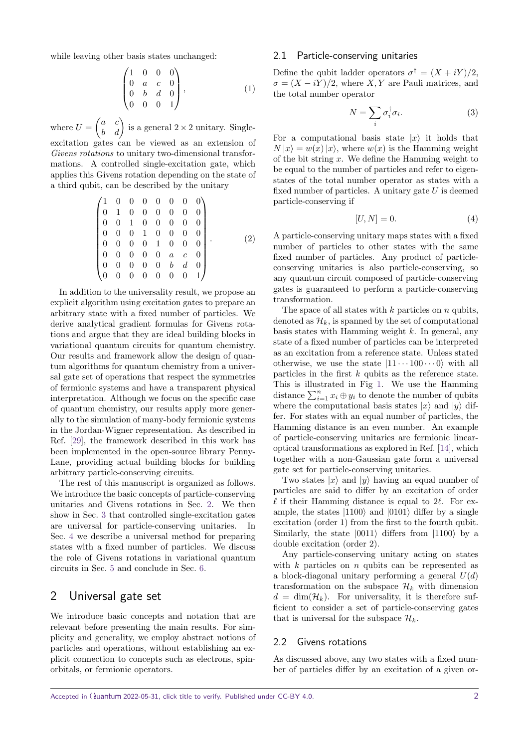while leaving other basis states unchanged:

$$\begin{pmatrix} 1 & 0 & 0 & 0 \\ 0 & a & c & 0 \\ 0 & b & d & 0 \\ 0 & 0 & 0 & 1 \end{pmatrix}, \tag{1}$$

where $U = \begin{pmatrix} a & c \\ b & d \end{pmatrix}$ is a general $2 \times 2$ unitary. Single-excitation gates can be viewed as an extension of *Givens rotations* to unitary two-dimensional transformations. A controlled single-excitation gate, which applies this Givens rotation depending on the state of a third qubit, can be described by the unitary

$$\begin{pmatrix} 1 & 0 & 0 & 0 & 0 & 0 & 0 & 0 \\ 0 & 1 & 0 & 0 & 0 & 0 & 0 & 0 \\ 0 & 0 & 1 & 0 & 0 & 0 & 0 & 0 \\ 0 & 0 & 0 & 1 & 0 & 0 & 0 & 0 \\ 0 & 0 & 0 & 0 & 1 & 0 & 0 & 0 \\ 0 & 0 & 0 & 0 & 0 & a & c & 0 \\ 0 & 0 & 0 & 0 & 0 & b & d & 0 \\ 0 & 0 & 0 & 0 & 0 & 0 & 0 & 1 \end{pmatrix}. \tag{2}$$

In addition to the universality result, we propose an explicit algorithm using excitation gates to prepare an arbitrary state with a fixed number of particles. We derive analytical gradient formulas for Givens rotations and argue that they are ideal building blocks in variational quantum circuits for quantum chemistry. Our results and framework allow the design of quantum algorithms for quantum chemistry from a universal gate set of operations that respect the symmetries of fermionic systems and have a transparent physical interpretation. Although we focus on the specific case of quantum chemistry, our results apply more generally to the simulation of many-body fermionic systems in the Jordan-Wigner representation. As described in Ref. [29], the framework described in this work has been implemented in the open-source library PennyLane, providing actual building blocks for building arbitrary particle-conserving circuits.

The rest of this manuscript is organized as follows. We introduce the basic concepts of particle-conserving unitaries and Givens rotations in Sec. 2. We then show in Sec. 3 that controlled single-excitation gates are universal for particle-conserving unitaries. In Sec. 4 we describe a universal method for preparing states with a fixed number of particles. We discuss the role of Givens rotations in variational quantum circuits in Sec. 5 and conclude in Sec. 6.

## 2 Universal gate set

We introduce basic concepts and notation that are relevant before presenting the main results. For simplicity and generality, we employ abstract notions of particles and operations, without establishing an explicit connection to concepts such as electrons, spin-orbitals, or fermionic operators.

### 2.1 Particle-conserving unitaries

Define the qubit ladder operators $\sigma^\dagger = (X + iY)/2$, $\sigma = (X - iY)/2$, where $X, Y$ are Pauli matrices, and the total number operator

$$N = \sum_i \sigma_i^\dagger \sigma_i. \tag{3}$$

For a computational basis state $|x\rangle$ it holds that $N|x\rangle = w(x)|x\rangle$, where $w(x)$ is the Hamming weight of the bit string $x$. We define the Hamming weight to be equal to the number of particles and refer to eigenstates of the total number operator as states with a fixed number of particles. A unitary gate $U$ is deemed particle-conserving if

$$[U, N] = 0. \tag{4}$$

A particle-conserving unitary maps states with a fixed number of particles to other states with the same fixed number of particles. Any product of particle-conserving unitaries is also particle-conserving, so any quantum circuit composed of particle-conserving gates is guaranteed to perform a particle-conserving transformation.

The space of all states with $k$ particles on $n$ qubits, denoted as $\mathcal{H}_k$, is spanned by the set of computational basis states with Hamming weight $k$. In general, any state of a fixed number of particles can be interpreted as an excitation from a reference state. Unless stated otherwise, we use the state $|11\cdots100\cdots0\rangle$ with all particles in the first $k$ qubits as the reference state. This is illustrated in Fig 1. We use the Hamming distance $\sum_{i=1}^n x_i \oplus y_i$ to denote the number of qubits where the computational basis states $|x\rangle$ and $|y\rangle$ differ. For states with an equal number of particles, the Hamming distance is an even number. An example of particle-conserving unitaries are fermionic linear-optical transformations as explored in Ref. [14], which together with a non-Gaussian gate form a universal gate set for particle-conserving unitaries.

Two states $|x\rangle$ and $|y\rangle$ having an equal number of particles are said to differ by an excitation of order $\ell$ if their Hamming distance is equal to $2\ell$. For example, the states $|1100\rangle$ and $|0101\rangle$ differ by a single excitation (order 1) from the first to the fourth qubit. Similarly, the state $|0011\rangle$ differs from $|1100\rangle$ by a double excitation (order 2).

Any particle-conserving unitary acting on states with $k$ particles on $n$ qubits can be represented as a block-diagonal unitary performing a general $U(d)$ transformation on the subspace $\mathcal{H}_k$ with dimension $d = \dim(\mathcal{H}_k)$. For universality, it is therefore sufficient to consider a set of particle-conserving gates that is universal for the subspace $\mathcal{H}_k$.

### 2.2 Givens rotations

As discussed above, any two states with a fixed number of particles differ by an excitation of a given or-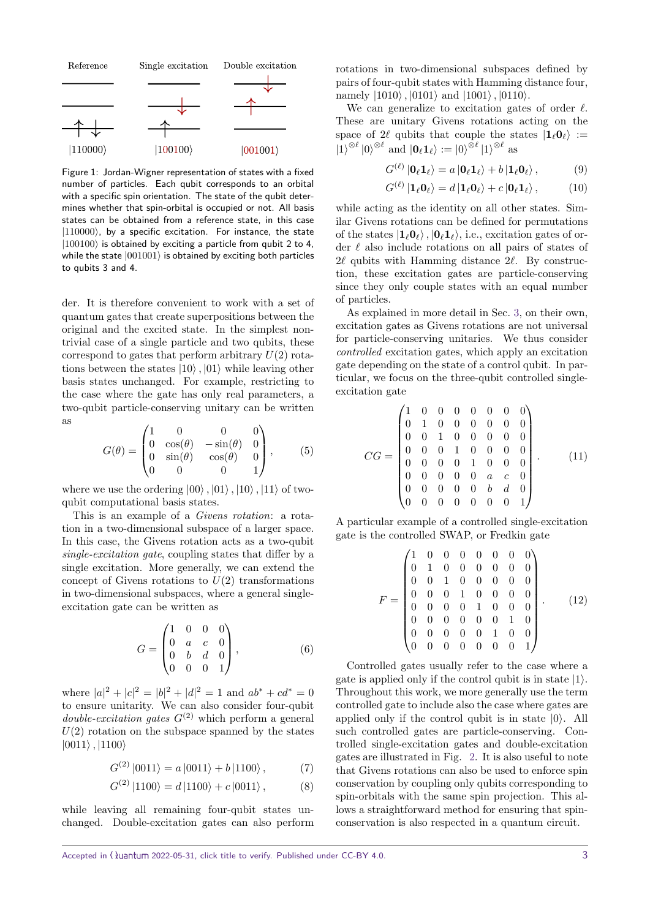Reference Single excitation Double excitation

$|110000\rangle$ $|100100\rangle$ $|001001\rangle$

Figure 1: Jordan-Wigner representation of states with a fixed number of particles. Each qubit corresponds to an orbital with a specific spin orientation. The state of the qubit determines whether that spin-orbital is occupied or not. All basis states can be obtained from a reference state, in this case $|110000\rangle$, by a specific excitation. For instance, the state $|100100\rangle$ is obtained by exciting a particle from qubit 2 to 4, while the state $|001001\rangle$ is obtained by exciting both particles to qubits 3 and 4.

der. It is therefore convenient to work with a set of quantum gates that create superpositions between the original and the excited state. In the simplest nontrivial case of a single particle and two qubits, these correspond to gates that perform arbitrary $U(2)$ rotations between the states $|10\rangle, |01\rangle$ while leaving other basis states unchanged. For example, restricting to the case where the gate has only real parameters, a two-qubit particle-conserving unitary can be written as

$$G(\theta) = \begin{pmatrix} 1 & 0 & 0 & 0 \\ 0 & \cos(\theta) & -\sin(\theta) & 0 \\ 0 & \sin(\theta) & \cos(\theta) & 0 \\ 0 & 0 & 0 & 1 \end{pmatrix}, \tag{5}$$

where we use the ordering $|00\rangle, |01\rangle, |10\rangle, |11\rangle$ of two-qubit computational basis states.

This is an example of a *Givens rotation*: a rotation in a two-dimensional subspace of a larger space. In this case, the Givens rotation acts as a two-qubit *single-excitation gate*, coupling states that differ by a single excitation. More generally, we can extend the concept of Givens rotations to $U(2)$ transformations in two-dimensional subspaces, where a general single-excitation gate can be written as

$$G = \begin{pmatrix} 1 & 0 & 0 & 0 \\ 0 & a & c & 0 \\ 0 & b & d & 0 \\ 0 & 0 & 0 & 1 \end{pmatrix}, \tag{6}$$

where $|a|^2 + |c|^2 = |b|^2 + |d|^2 = 1$ and $ab^* + cd^* = 0$ to ensure unitarity. We can also consider four-qubit *double-excitation gates* $G^{(2)}$ which perform a general $U(2)$ rotation on the subspace spanned by the states $|0011\rangle, |1100\rangle$

$$G^{(2)}|0011\rangle = a|0011\rangle + b|1100\rangle, \tag{7}$$

$$G^{(2)}|1100\rangle = d|1100\rangle + c|0011\rangle, \tag{8}$$

while leaving all remaining four-qubit states unchanged. Double-excitation gates can also perform rotations in two-dimensional subspaces defined by pairs of four-qubit states with Hamming distance four, namely $|1010\rangle, |0101\rangle$ and $|1001\rangle, |0110\rangle$.

We can generalize to excitation gates of order $\ell$. These are unitary Givens rotations acting on the space of $2\ell$ qubits that couple the states $|\mathbf{1}_\ell \mathbf{0}_\ell\rangle := |1\rangle^{\otimes \ell}|0\rangle^{\otimes \ell}$ and $|\mathbf{0}_\ell \mathbf{1}_\ell\rangle := |0\rangle^{\otimes \ell}|1\rangle^{\otimes \ell}$ as

$$G^{(\ell)}|\mathbf{0}_\ell \mathbf{1}_\ell\rangle = a|\mathbf{0}_\ell \mathbf{1}_\ell\rangle + b|\mathbf{1}_\ell \mathbf{0}_\ell\rangle, \tag{9}$$

$$G^{(\ell)}|\mathbf{1}_\ell \mathbf{0}_\ell\rangle = d|\mathbf{1}_\ell \mathbf{0}_\ell\rangle + c|\mathbf{0}_\ell \mathbf{1}_\ell\rangle, \tag{10}$$

while acting as the identity on all other states. Similar Givens rotations can be defined for permutations of the states $|\mathbf{1}_\ell \mathbf{0}_\ell\rangle, |\mathbf{0}_\ell \mathbf{1}_\ell\rangle$, i.e., excitation gates of order $\ell$ also include rotations on all pairs of states of $2\ell$ qubits with Hamming distance $2\ell$. By construction, these excitation gates are particle-conserving since they only couple states with an equal number of particles.

As explained in more detail in Sec. 3, on their own, excitation gates as Givens rotations are not universal for particle-conserving unitaries. We thus consider *controlled* excitation gates, which apply an excitation gate depending on the state of a control qubit. In particular, we focus on the three-qubit controlled single-excitation gate

$$CG = \begin{pmatrix} 1 & 0 & 0 & 0 & 0 & 0 & 0 & 0 \\ 0 & 1 & 0 & 0 & 0 & 0 & 0 & 0 \\ 0 & 0 & 1 & 0 & 0 & 0 & 0 & 0 \\ 0 & 0 & 0 & 1 & 0 & 0 & 0 & 0 \\ 0 & 0 & 0 & 0 & 1 & 0 & 0 & 0 \\ 0 & 0 & 0 & 0 & 0 & a & c & 0 \\ 0 & 0 & 0 & 0 & 0 & b & d & 0 \\ 0 & 0 & 0 & 0 & 0 & 0 & 0 & 1 \end{pmatrix}. \tag{11}$$

A particular example of a controlled single-excitation gate is the controlled SWAP, or Fredkin gate

$$F = \begin{pmatrix} 1 & 0 & 0 & 0 & 0 & 0 & 0 & 0 \\ 0 & 1 & 0 & 0 & 0 & 0 & 0 & 0 \\ 0 & 0 & 1 & 0 & 0 & 0 & 0 & 0 \\ 0 & 0 & 0 & 1 & 0 & 0 & 0 & 0 \\ 0 & 0 & 0 & 0 & 1 & 0 & 0 & 0 \\ 0 & 0 & 0 & 0 & 0 & 0 & 1 & 0 \\ 0 & 0 & 0 & 0 & 0 & 1 & 0 & 0 \\ 0 & 0 & 0 & 0 & 0 & 0 & 0 & 1 \end{pmatrix}. \tag{12}$$

Controlled gates usually refer to the case where a gate is applied only if the control qubit is in state $|1\rangle$. Throughout this work, we more generally use the term controlled gate to include also the case where gates are applied only if the control qubit is in state $|0\rangle$. All such controlled gates are particle-conserving. Controlled single-excitation gates and double-excitation gates are illustrated in Fig. 2. It is also useful to note that Givens rotations can also be used to enforce spin conservation by coupling only qubits corresponding to spin-orbitals with the same spin projection. This allows a straightforward method for ensuring that spin-conservation is also respected in a quantum circuit.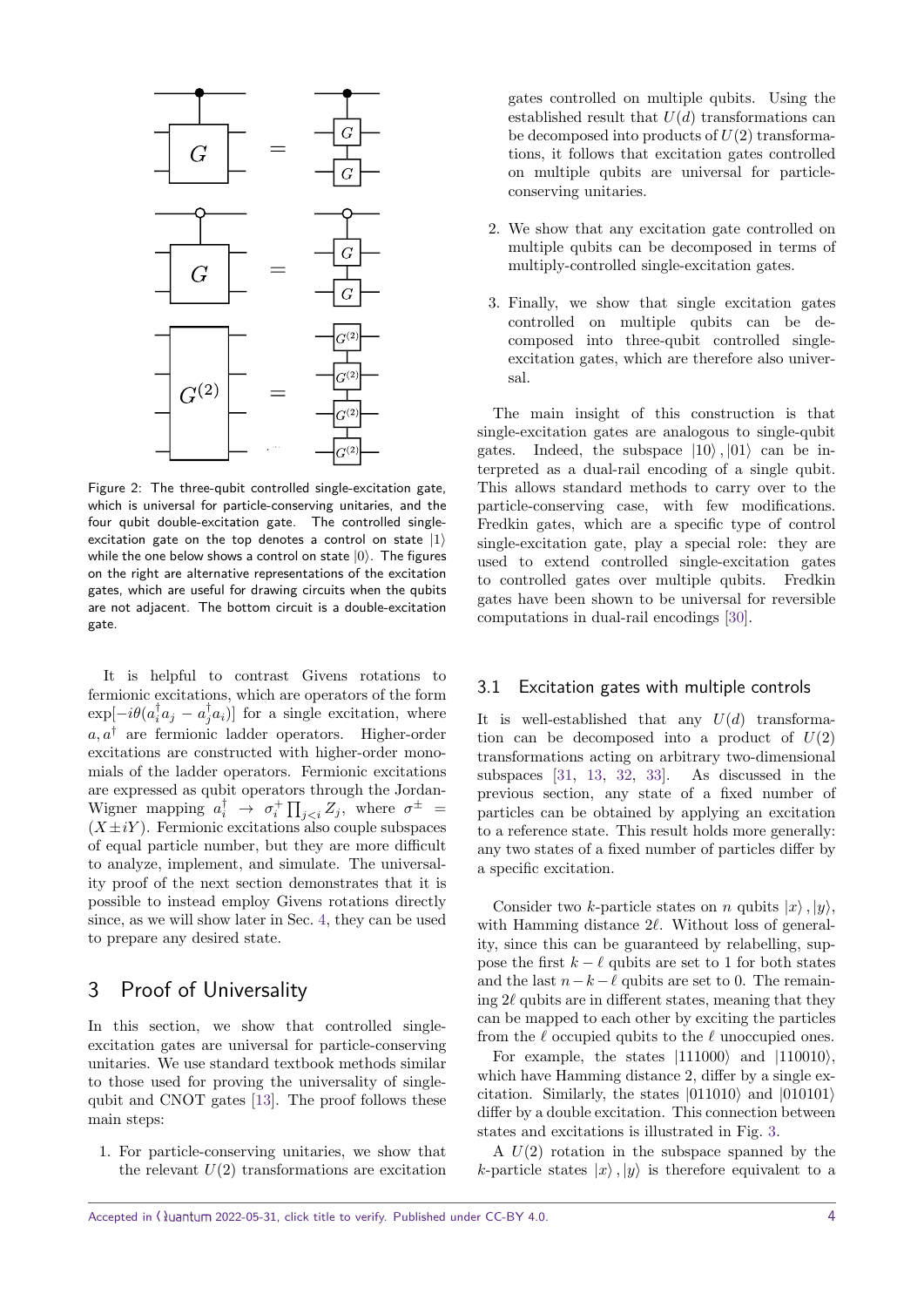Figure 2: The three-qubit controlled single-excitation gate, which is universal for particle-conserving unitaries, and the four qubit double-excitation gate. The controlled single-excitation gate on the top denotes a control on state $|1\rangle$ while the one below shows a control on state $|0\rangle$. The figures on the right are alternative representations of the excitation gates, which are useful for drawing circuits when the qubits are not adjacent. The bottom circuit is a double-excitation gate.

It is helpful to contrast Givens rotations to fermionic excitations, which are operators of the form $\exp[-i\theta(a_i^\dagger a_j - a_j^\dagger a_i)]$ for a single excitation, where $a, a^\dagger$ are fermionic ladder operators. Higher-order excitations are constructed with higher-order monomials of the ladder operators. Fermionic excitations are expressed as qubit operators through the Jordan-Wigner mapping $a_i^\dagger \to \sigma_i^+ \prod_{j<i} Z_j$, where $\sigma^\pm = (X \pm iY)$. Fermionic excitations also couple subspaces of equal particle number, but they are more difficult to analyze, implement, and simulate. The universality proof of the next section demonstrates that it is possible to instead employ Givens rotations directly since, as we will show later in Sec. 4, they can be used to prepare any desired state.

# 3 Proof of Universality

In this section, we show that controlled single-excitation gates are universal for particle-conserving unitaries. We use standard textbook methods similar to those used for proving the universality of single-qubit and CNOT gates [13]. The proof follows these main steps:

1. For particle-conserving unitaries, we show that the relevant $U(2)$ transformations are excitation gates controlled on multiple qubits. Using the established result that $U(d)$ transformations can be decomposed into products of $U(2)$ transformations, it follows that excitation gates controlled on multiple qubits are universal for particle-conserving unitaries.
2. We show that any excitation gate controlled on multiple qubits can be decomposed in terms of multiply-controlled single-excitation gates.
3. Finally, we show that single excitation gates controlled on multiple qubits can be decomposed into three-qubit controlled single-excitation gates, which are therefore also universal.

The main insight of this construction is that single-excitation gates are analogous to single-qubit gates. Indeed, the subspace $|10\rangle, |01\rangle$ can be interpreted as a dual-rail encoding of a single qubit. This allows standard methods to carry over to the particle-conserving case, with few modifications. Fredkin gates, which are a specific type of control single-excitation gate, play a special role: they are used to extend controlled single-excitation gates to controlled gates over multiple qubits. Fredkin gates have been shown to be universal for reversible computations in dual-rail encodings [30].

## 3.1 Excitation gates with multiple controls

It is well-established that any $U(d)$ transformation can be decomposed into a product of $U(2)$ transformations acting on arbitrary two-dimensional subspaces [31, 13, 32, 33]. As discussed in the previous section, any state of a fixed number of particles can be obtained by applying an excitation to a reference state. This result holds more generally: any two states of a fixed number of particles differ by a specific excitation.

Consider two $k$-particle states on $n$ qubits $|x\rangle, |y\rangle$, with Hamming distance $2\ell$. Without loss of generality, since this can be guaranteed by relabelling, suppose the first $k-\ell$ qubits are set to 1 for both states and the last $n-k-\ell$ qubits are set to 0. The remaining $2\ell$ qubits are in different states, meaning that they can be mapped to each other by exciting the particles from the $\ell$ occupied qubits to the $\ell$ unoccupied ones.

For example, the states $|111000\rangle$ and $|110010\rangle$, which have Hamming distance 2, differ by a single excitation. Similarly, the states $|011010\rangle$ and $|010101\rangle$ differ by a double excitation. This connection between states and excitations is illustrated in Fig. 3.

A $U(2)$ rotation in the subspace spanned by the $k$-particle states $|x\rangle, |y\rangle$ is therefore equivalent to a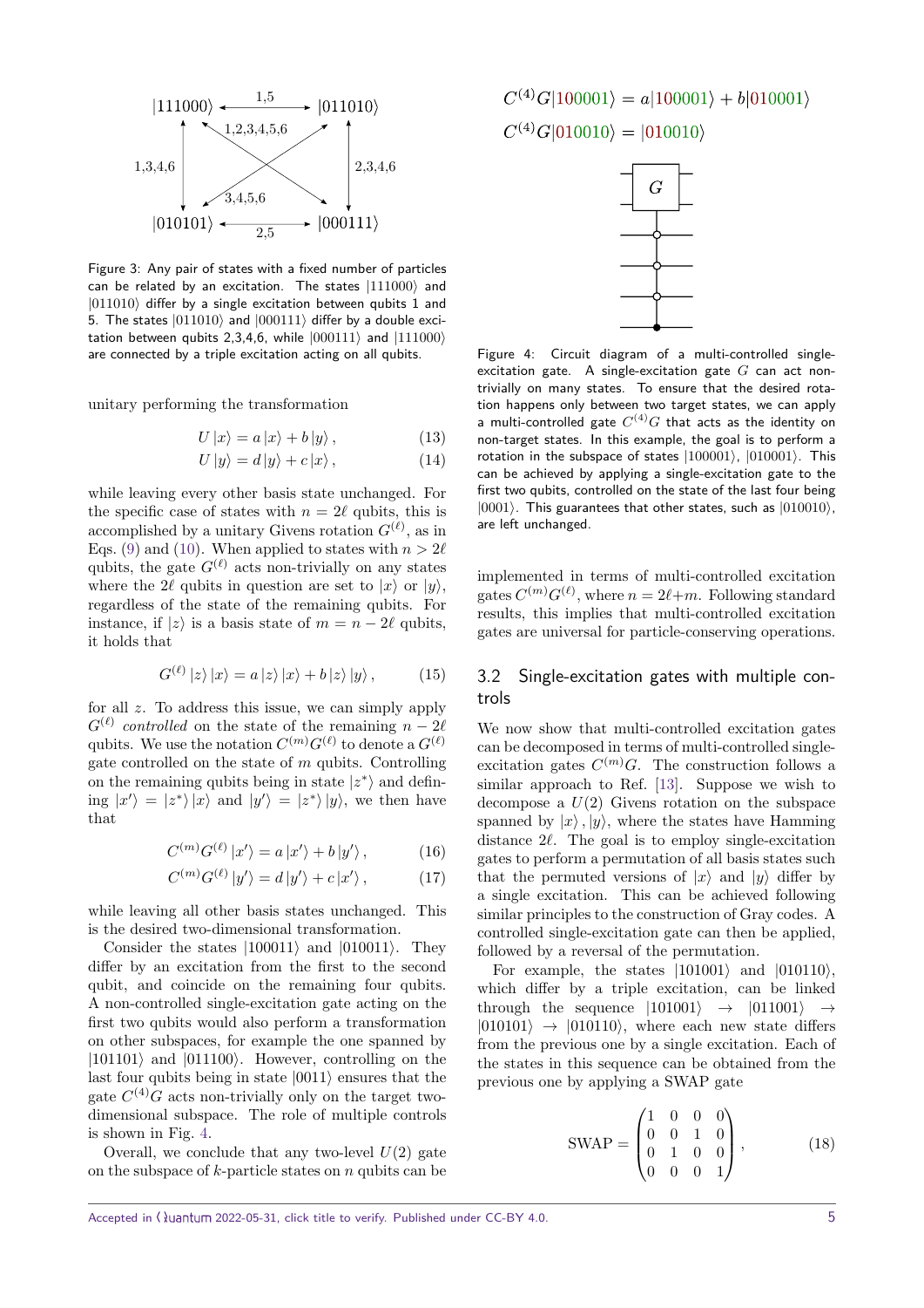Figure 3: Any pair of states with a fixed number of particles can be related by an excitation. The states $|111000\rangle$ and $|011010\rangle$ differ by a single excitation between qubits 1 and 5. The states $|011010\rangle$ and $|000111\rangle$ differ by a double excitation between qubits 2,3,4,6, while $|000111\rangle$ and $|111000\rangle$ are connected by a triple excitation acting on all qubits.

unitary performing the transformation

$$U|x\rangle = a|x\rangle + b|y\rangle, \tag{13}$$

$$U|y\rangle = d|y\rangle + c|x\rangle, \tag{14}$$

while leaving every other basis state unchanged. For the specific case of states with $n = 2\ell$ qubits, this is accomplished by a unitary Givens rotation $G^{(\ell)}$, as in Eqs. (9) and (10). When applied to states with $n > 2\ell$ qubits, the gate $G^{(\ell)}$ acts non-trivially on any states where the $2\ell$ qubits in question are set to $|x\rangle$ or $|y\rangle$, regardless of the state of the remaining qubits. For instance, if $|z\rangle$ is a basis state of $m = n - 2\ell$ qubits, it holds that

$$G^{(\ell)}|z\rangle|x\rangle = a|z\rangle|x\rangle + b|z\rangle|y\rangle, \tag{15}$$

for all $z$. To address this issue, we can simply apply $G^{(\ell)}$ *controlled* on the state of the remaining $n - 2\ell$ qubits. We use the notation $C^{(m)}G^{(\ell)}$ to denote a $G^{(\ell)}$ gate controlled on the state of $m$ qubits. Controlling on the remaining qubits being in state $|z^*\rangle$ and defining $|x'\rangle = |z^*\rangle|x\rangle$ and $|y'\rangle = |z^*\rangle|y\rangle$, we then have that

$$C^{(m)}G^{(\ell)}|x'\rangle = a|x'\rangle + b|y'\rangle, \tag{16}$$

$$C^{(m)}G^{(\ell)}|y'\rangle = d|y'\rangle + c|x'\rangle, \tag{17}$$

while leaving all other basis states unchanged. This is the desired two-dimensional transformation.

Consider the states $|100011\rangle$ and $|010011\rangle$. They differ by an excitation from the first to the second qubit, and coincide on the remaining four qubits. A non-controlled single-excitation gate acting on the first two qubits would also perform a transformation on other subspaces, for example the one spanned by $|101101\rangle$ and $|011100\rangle$. However, controlling on the last four qubits being in state $|0011\rangle$ ensures that the gate $C^{(4)}G$ acts non-trivially only on the target two-dimensional subspace. The role of multiple controls is shown in Fig. 4.

Overall, we conclude that any two-level $U(2)$ gate on the subspace of $k$-particle states on $n$ qubits can be implemented in terms of multi-controlled excitation gates $C^{(m)}G^{(\ell)}$, where $n = 2\ell + m$. Following standard results, this implies that multi-controlled excitation gates are universal for particle-conserving operations.

$$C^{(4)}G|100001\rangle = a|100001\rangle + b|010001\rangle$$

$$C^{(4)}G|010010\rangle = |010010\rangle$$

Figure 4: Circuit diagram of a multi-controlled single-excitation gate. A single-excitation gate $G$ can act non-trivially on many states. To ensure that the desired rotation happens only between two target states, we can apply a multi-controlled gate $C^{(4)}G$ that acts as the identity on non-target states. In this example, the goal is to perform a rotation in the subspace of states $|100001\rangle$, $|010001\rangle$. This can be achieved by applying a single-excitation gate to the first two qubits, controlled on the state of the last four being $|0001\rangle$. This guarantees that other states, such as $|010010\rangle$, are left unchanged.

## 3.2 Single-excitation gates with multiple controls

We now show that multi-controlled excitation gates can be decomposed in terms of multi-controlled single-excitation gates $C^{(m)}G$. The construction follows a similar approach to Ref. [13]. Suppose we wish to decompose a $U(2)$ Givens rotation on the subspace spanned by $|x\rangle, |y\rangle$, where the states have Hamming distance $2\ell$. The goal is to employ single-excitation gates to perform a permutation of all basis states such that the permuted versions of $|x\rangle$ and $|y\rangle$ differ by a single excitation. This can be achieved following similar principles to the construction of Gray codes. A controlled single-excitation gate can then be applied, followed by a reversal of the permutation.

For example, the states $|101001\rangle$ and $|010110\rangle$, which differ by a triple excitation, can be linked through the sequence $|101001\rangle \rightarrow |011001\rangle \rightarrow |010101\rangle \rightarrow |010110\rangle$, where each new state differs from the previous one by a single excitation. Each of the states in this sequence can be obtained from the previous one by applying a SWAP gate

$$\text{SWAP} = \begin{pmatrix} 1 & 0 & 0 & 0 \\ 0 & 0 & 1 & 0 \\ 0 & 1 & 0 & 0 \\ 0 & 0 & 0 & 1 \end{pmatrix}, \tag{18}$$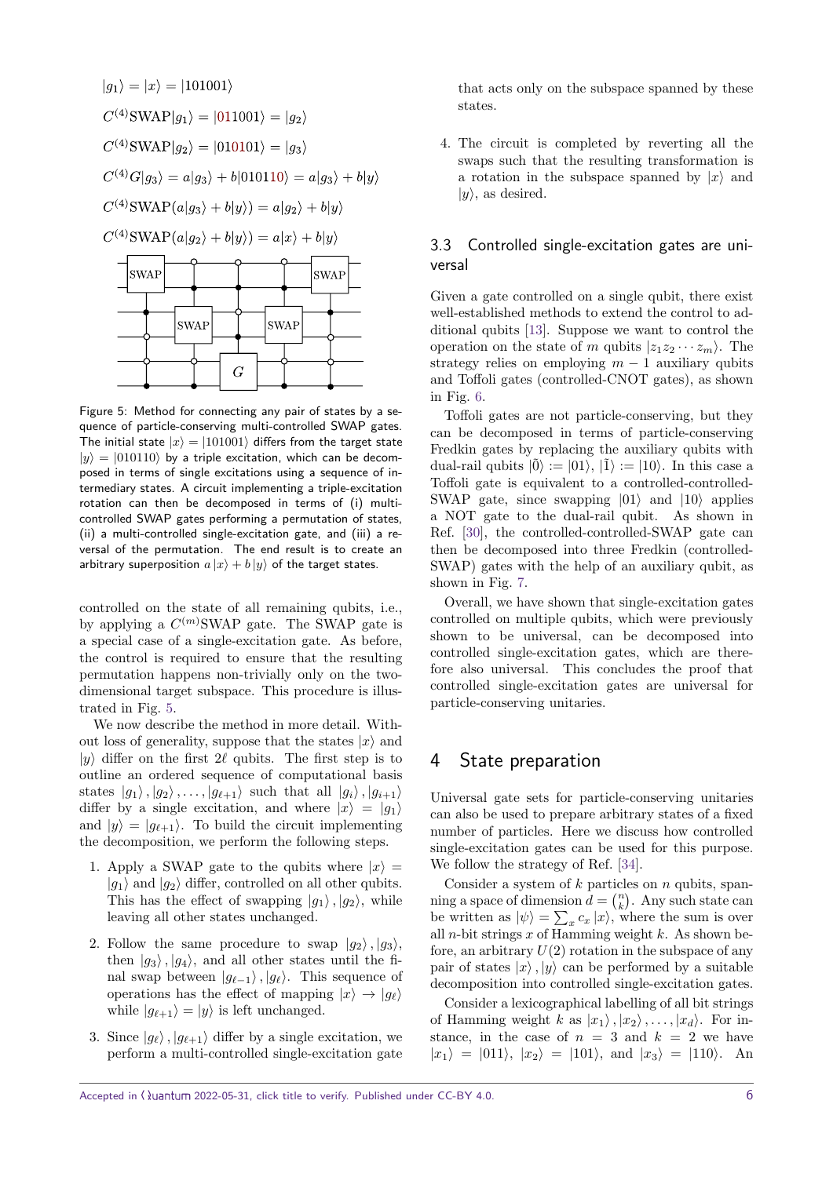$$|g_1\rangle = |x\rangle = |101001\rangle$$

$$C^{(4)}\text{SWAP}|g_1\rangle = |011001\rangle = |g_2\rangle$$

$$C^{(4)}\text{SWAP}|g_2\rangle = |010101\rangle = |g_3\rangle$$

$$C^{(4)}G|g_3\rangle = a|g_3\rangle + b|010110\rangle = a|g_3\rangle + b|y\rangle$$

$$C^{(4)}\text{SWAP}(a|g_3\rangle + b|y\rangle) = a|g_2\rangle + b|y\rangle$$

$$C^{(4)}\text{SWAP}(a|g_2\rangle + b|y\rangle) = a|x\rangle + b|y\rangle$$

Figure 5: Method for connecting any pair of states by a sequence of particle-conserving multi-controlled SWAP gates. The initial state $|x\rangle = |101001\rangle$ differs from the target state $|y\rangle = |010110\rangle$ by a triple excitation, which can be decomposed in terms of single excitations using a sequence of intermediary states. A circuit implementing a triple-excitation rotation can then be decomposed in terms of (i) multi-controlled SWAP gates performing a permutation of states, (ii) a multi-controlled single-excitation gate, and (iii) a reversal of the permutation. The end result is to create an arbitrary superposition $a\,|x\rangle + b\,|y\rangle$ of the target states.

controlled on the state of all remaining qubits, i.e., by applying a $C^{(m)}$SWAP gate. The SWAP gate is a special case of a single-excitation gate. As before, the control is required to ensure that the resulting permutation happens non-trivially only on the two-dimensional target subspace. This procedure is illustrated in Fig. 5.

We now describe the method in more detail. Without loss of generality, suppose that the states $|x\rangle$ and $|y\rangle$ differ on the first $2\ell$ qubits. The first step is to outline an ordered sequence of computational basis states $|g_1\rangle, |g_2\rangle, \ldots, |g_{\ell+1}\rangle$ such that all $|g_i\rangle, |g_{i+1}\rangle$ differ by a single excitation, and where $|x\rangle = |g_1\rangle$ and $|y\rangle = |g_{\ell+1}\rangle$. To build the circuit implementing the decomposition, we perform the following steps.

1. Apply a SWAP gate to the qubits where $|x\rangle = |g_1\rangle$ and $|g_2\rangle$ differ, controlled on all other qubits. This has the effect of swapping $|g_1\rangle, |g_2\rangle$, while leaving all other states unchanged.

2. Follow the same procedure to swap $|g_2\rangle, |g_3\rangle$, then $|g_3\rangle, |g_4\rangle$, and all other states until the final swap between $|g_{\ell-1}\rangle, |g_\ell\rangle$. This sequence of operations has the effect of mapping $|x\rangle \to |g_\ell\rangle$ while $|g_{\ell+1}\rangle = |y\rangle$ is left unchanged.

3. Since $|g_\ell\rangle, |g_{\ell+1}\rangle$ differ by a single excitation, we perform a multi-controlled single-excitation gate that acts only on the subspace spanned by these states.

4. The circuit is completed by reverting all the swaps such that the resulting transformation is a rotation in the subspace spanned by $|x\rangle$ and $|y\rangle$, as desired.

### 3.3 Controlled single-excitation gates are universal

Given a gate controlled on a single qubit, there exist well-established methods to extend the control to additional qubits [13]. Suppose we want to control the operation on the state of $m$ qubits $|z_1 z_2 \cdots z_m\rangle$. The strategy relies on employing $m-1$ auxiliary qubits and Toffoli gates (controlled-CNOT gates), as shown in Fig. 6.

Toffoli gates are not particle-conserving, but they can be decomposed in terms of particle-conserving Fredkin gates by replacing the auxiliary qubits with dual-rail qubits $|\tilde{0}\rangle := |01\rangle$, $|\tilde{1}\rangle := |10\rangle$. In this case a Toffoli gate is equivalent to a controlled-controlled-SWAP gate, since swapping $|01\rangle$ and $|10\rangle$ applies a NOT gate to the dual-rail qubit. As shown in Ref. [30], the controlled-controlled-SWAP gate can then be decomposed into three Fredkin (controlled-SWAP) gates with the help of an auxiliary qubit, as shown in Fig. 7.

Overall, we have shown that single-excitation gates controlled on multiple qubits, which were previously shown to be universal, can be decomposed into controlled single-excitation gates, which are therefore also universal. This concludes the proof that controlled single-excitation gates are universal for particle-conserving unitaries.

## 4 State preparation

Universal gate sets for particle-conserving unitaries can also be used to prepare arbitrary states of a fixed number of particles. Here we discuss how controlled single-excitation gates can be used for this purpose. We follow the strategy of Ref. [34].

Consider a system of $k$ particles on $n$ qubits, spanning a space of dimension $d = \binom{n}{k}$. Any such state can be written as $|\psi\rangle = \sum_x c_x\,|x\rangle$, where the sum is over all $n$-bit strings $x$ of Hamming weight $k$. As shown before, an arbitrary $U(2)$ rotation in the subspace of any pair of states $|x\rangle, |y\rangle$ can be performed by a suitable decomposition into controlled single-excitation gates.

Consider a lexicographical labelling of all bit strings of Hamming weight $k$ as $|x_1\rangle, |x_2\rangle, \ldots, |x_d\rangle$. For instance, in the case of $n=3$ and $k=2$ we have $|x_1\rangle = |011\rangle$, $|x_2\rangle = |101\rangle$, and $|x_3\rangle = |110\rangle$. An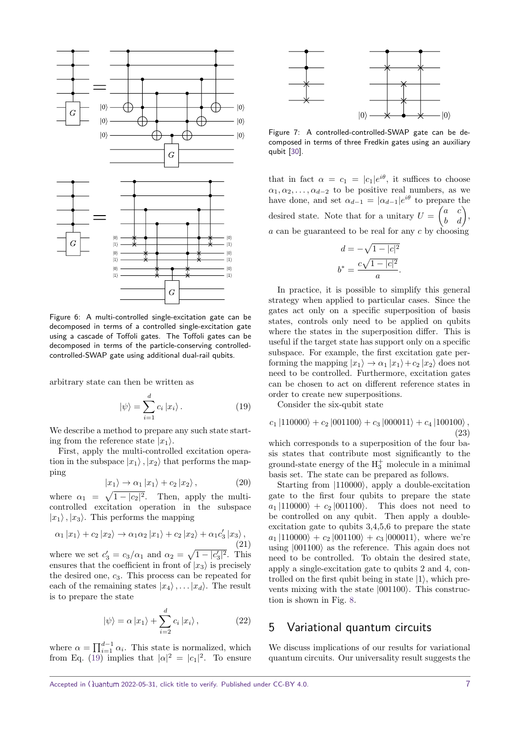Figure 6: A multi-controlled single-excitation gate can be decomposed in terms of a controlled single-excitation gate using a cascade of Toffoli gates. The Toffoli gates can be decomposed in terms of the particle-conserving controlled-controlled-SWAP gate using additional dual-rail qubits.

arbitrary state can then be written as

$$|\psi\rangle = \sum_{i=1}^{d} c_i |x_i\rangle . \tag{19}$$

We describe a method to prepare any such state starting from the reference state $|x_1\rangle$.

First, apply the multi-controlled excitation operation in the subspace $|x_1\rangle, |x_2\rangle$ that performs the mapping

$$|x_1\rangle \to \alpha_1 |x_1\rangle + c_2 |x_2\rangle , \tag{20}$$

where $\alpha_1 = \sqrt{1 - |c_2|^2}$. Then, apply the multi-controlled excitation operation in the subspace $|x_1\rangle, |x_3\rangle$. This performs the mapping

$$\alpha_1 |x_1\rangle + c_2 |x_2\rangle \to \alpha_1\alpha_2 |x_1\rangle + c_2 |x_2\rangle + \alpha_1 c_3' |x_3\rangle , \tag{21}$$

where we set $c_3' = c_3/\alpha_1$ and $\alpha_2 = \sqrt{1 - |c_3'|^2}$. This ensures that the coefficient in front of $|x_3\rangle$ is precisely the desired one, $c_3$. This process can be repeated for each of the remaining states $|x_4\rangle, \ldots |x_d\rangle$. The result is to prepare the state

$$|\psi\rangle = \alpha |x_1\rangle + \sum_{i=2}^{d} c_i |x_i\rangle , \tag{22}$$

where $\alpha = \prod_{i=1}^{d-1} \alpha_i$. This state is normalized, which from Eq. (19) implies that $|\alpha|^2 = |c_1|^2$. To ensure that in fact $\alpha = c_1 = |c_1|e^{i\theta}$, it suffices to choose $\alpha_1, \alpha_2, \ldots, \alpha_{d-2}$ to be positive real numbers, as we have done, and set $\alpha_{d-1} = |\alpha_{d-1}|e^{i\theta}$ to prepare the desired state. Note that for a unitary $U = \begin{pmatrix} a & c \\ b & d \end{pmatrix}$, $a$ can be guaranteed to be real for any $c$ by choosing

$$d = -\sqrt{1 - |c|^2}$$
$$b^* = \frac{c\sqrt{1 - |c|^2}}{a}.$$

Figure 7: A controlled-controlled-SWAP gate can be decomposed in terms of three Fredkin gates using an auxiliary qubit [30].

In practice, it is possible to simplify this general strategy when applied to particular cases. Since the gates act only on a specific superposition of basis states, controls only need to be applied on qubits where the states in the superposition differ. This is useful if the target state has support only on a specific subspace. For example, the first excitation gate performing the mapping $|x_1\rangle \to \alpha_1 |x_1\rangle + c_2 |x_2\rangle$ does not need to be controlled. Furthermore, excitation gates can be chosen to act on different reference states in order to create new superpositions.

Consider the six-qubit state

$$c_1 |110000\rangle + c_2 |001100\rangle + c_3 |000011\rangle + c_4 |100100\rangle , \tag{23}$$

which corresponds to a superposition of the four basis states that contribute most significantly to the ground-state energy of the $H_3^+$ molecule in a minimal basis set. The state can be prepared as follows.

Starting from $|110000\rangle$, apply a double-excitation gate to the first four qubits to prepare the state $a_1 |110000\rangle + c_2 |001100\rangle$. This does not need to be controlled on any qubit. Then apply a double-excitation gate to qubits 3,4,5,6 to prepare the state $a_1 |110000\rangle + c_2 |001100\rangle + c_3 |000011\rangle$, where we're using $|001100\rangle$ as the reference. This again does not need to be controlled. To obtain the desired state, apply a single-excitation gate to qubits 2 and 4, controlled on the first qubit being in state $|1\rangle$, which prevents mixing with the state $|001100\rangle$. This construction is shown in Fig. 8.

## 5 Variational quantum circuits

We discuss implications of our results for variational quantum circuits. Our universality result suggests the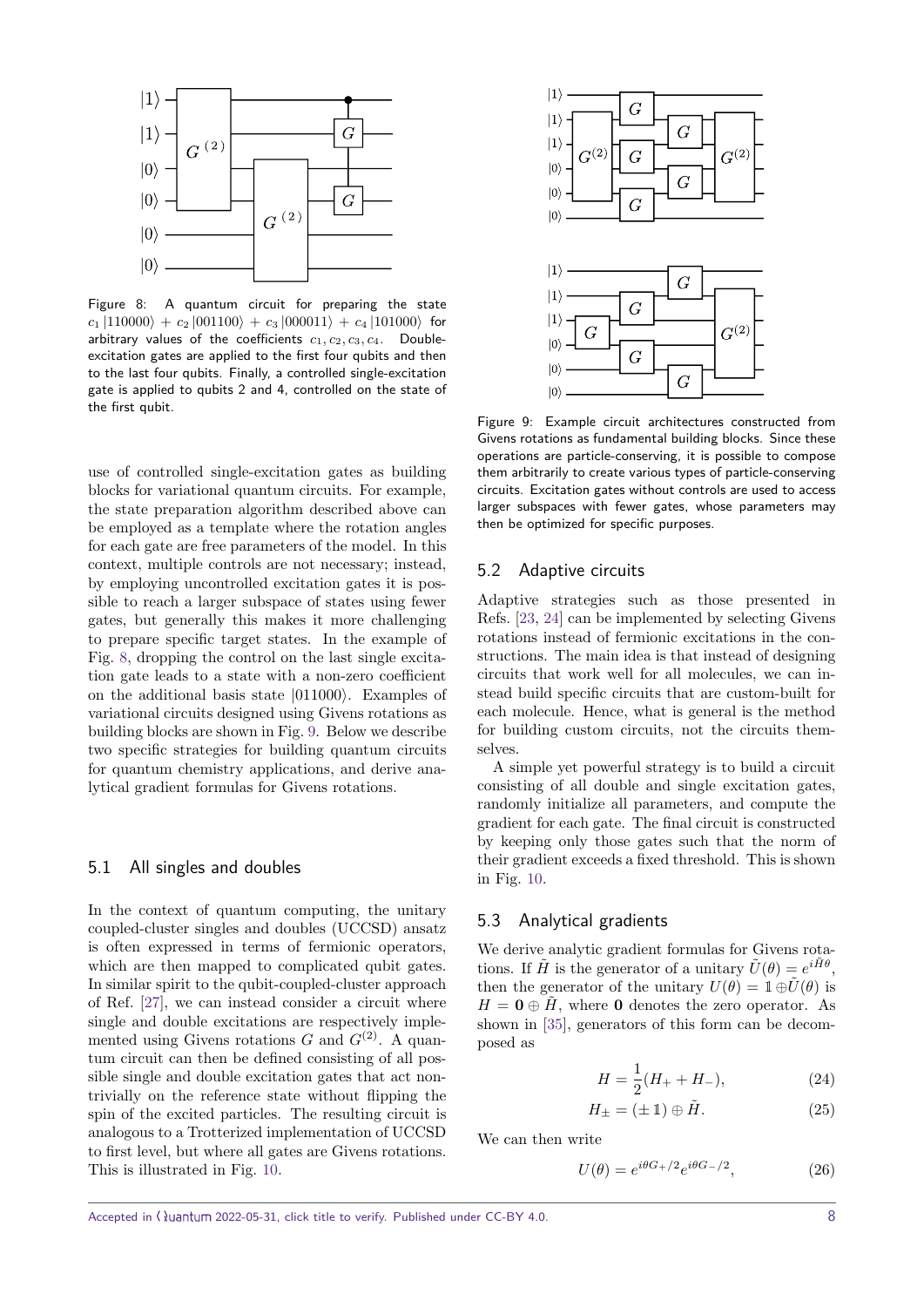Figure 8: A quantum circuit for preparing the state $c_1 |110000\rangle + c_2 |001100\rangle + c_3 |000011\rangle + c_4 |101000\rangle$ for arbitrary values of the coefficients $c_1, c_2, c_3, c_4$. Double-excitation gates are applied to the first four qubits and then to the last four qubits. Finally, a controlled single-excitation gate is applied to qubits 2 and 4, controlled on the state of the first qubit.

use of controlled single-excitation gates as building blocks for variational quantum circuits. For example, the state preparation algorithm described above can be employed as a template where the rotation angles for each gate are free parameters of the model. In this context, multiple controls are not necessary; instead, by employing uncontrolled excitation gates it is possible to reach a larger subspace of states using fewer gates, but generally this makes it more challenging to prepare specific target states. In the example of Fig. 8, dropping the control on the last single excitation gate leads to a state with a non-zero coefficient on the additional basis state $|011000\rangle$. Examples of variational circuits designed using Givens rotations as building blocks are shown in Fig. 9. Below we describe two specific strategies for building quantum circuits for quantum chemistry applications, and derive analytical gradient formulas for Givens rotations.

## 5.1 All singles and doubles

In the context of quantum computing, the unitary coupled-cluster singles and doubles (UCCSD) ansatz is often expressed in terms of fermionic operators, which are then mapped to complicated qubit gates. In similar spirit to the qubit-coupled-cluster approach of Ref. [27], we can instead consider a circuit where single and double excitations are respectively implemented using Givens rotations $G$ and $G^{(2)}$. A quantum circuit can then be defined consisting of all possible single and double excitation gates that act non-trivially on the reference state without flipping the spin of the excited particles. The resulting circuit is analogous to a Trotterized implementation of UCCSD to first level, but where all gates are Givens rotations. This is illustrated in Fig. 10.

Figure 9: Example circuit architectures constructed from Givens rotations as fundamental building blocks. Since these operations are particle-conserving, it is possible to compose them arbitrarily to create various types of particle-conserving circuits. Excitation gates without controls are used to access larger subspaces with fewer gates, whose parameters may then be optimized for specific purposes.

## 5.2 Adaptive circuits

Adaptive strategies such as those presented in Refs. [23, 24] can be implemented by selecting Givens rotations instead of fermionic excitations in the constructions. The main idea is that instead of designing circuits that work well for all molecules, we can instead build specific circuits that are custom-built for each molecule. Hence, what is general is the method for building custom circuits, not the circuits themselves.

A simple yet powerful strategy is to build a circuit consisting of all double and single excitation gates, randomly initialize all parameters, and compute the gradient for each gate. The final circuit is constructed by keeping only those gates such that the norm of their gradient exceeds a fixed threshold. This is shown in Fig. 10.

## 5.3 Analytical gradients

We derive analytic gradient formulas for Givens rotations. If $\tilde{H}$ is the generator of a unitary $\tilde{U}(\theta) = e^{i\tilde{H}\theta}$, then the generator of the unitary $U(\theta) = \mathbb{1} \oplus \tilde{U}(\theta)$ is $H = \mathbf{0} \oplus \tilde{H}$, where $\mathbf{0}$ denotes the zero operator. As shown in [35], generators of this form can be decomposed as

$$H = \frac{1}{2}(H_+ + H_-), \tag{24}$$

$$H_\pm = (\pm \mathbb{1}) \oplus \tilde{H}. \tag{25}$$

We can then write

$$U(\theta) = e^{i\theta G_+/2} e^{i\theta G_-/2}, \tag{26}$$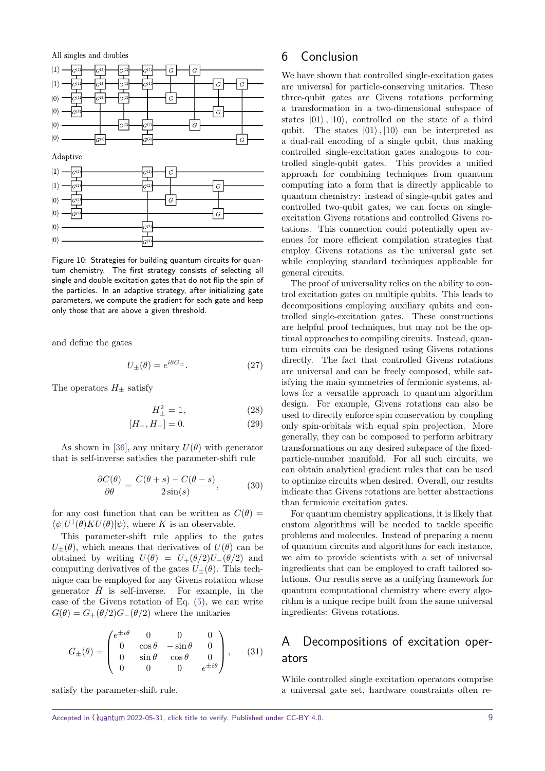Figure 10: Strategies for building quantum circuits for quantum chemistry. The first strategy consists of selecting all single and double excitation gates that do not flip the spin of the particles. In an adaptive strategy, after initializing gate parameters, we compute the gradient for each gate and keep only those that are above a given threshold.

and define the gates

$$U_{\pm}(\theta) = e^{i\theta G_{\pm}}. \tag{27}$$

The operators $H_{\pm}$ satisfy

$$H_{\pm}^2 = \mathbb{1}, \tag{28}$$

$$[H_+, H_-] = 0. \tag{29}$$

As shown in [36], any unitary $U(\theta)$ with generator that is self-inverse satisfies the parameter-shift rule

$$\frac{\partial C(\theta)}{\partial \theta} = \frac{C(\theta + s) - C(\theta - s)}{2\sin(s)}, \tag{30}$$

for any cost function that can be written as $C(\theta) = \langle \psi | U^{\dagger}(\theta) K U(\theta) | \psi \rangle$, where $K$ is an observable.

This parameter-shift rule applies to the gates $U_{\pm}(\theta)$, which means that derivatives of $U(\theta)$ can be obtained by writing $U(\theta) = U_+(\theta/2)U_-(\theta/2)$ and computing derivatives of the gates $U_{\pm}(\theta)$. This technique can be employed for any Givens rotation whose generator $\tilde{H}$ is self-inverse. For example, in the case of the Givens rotation of Eq. (5), we can write $G(\theta) = G_+(\theta/2)G_-(\theta/2)$ where the unitaries

$$G_{\pm}(\theta) = \begin{pmatrix} e^{\pm i\theta} & 0 & 0 & 0 \\ 0 & \cos\theta & -\sin\theta & 0 \\ 0 & \sin\theta & \cos\theta & 0 \\ 0 & 0 & 0 & e^{\pm i\theta} \end{pmatrix}, \tag{31}$$

satisfy the parameter-shift rule.

## 6 Conclusion

We have shown that controlled single-excitation gates are universal for particle-conserving unitaries. These three-qubit gates are Givens rotations performing a transformation in a two-dimensional subspace of states $|01\rangle, |10\rangle$, controlled on the state of a third qubit. The states $|01\rangle, |10\rangle$ can be interpreted as a dual-rail encoding of a single qubit, thus making controlled single-excitation gates analogous to controlled single-qubit gates. This provides a unified approach for combining techniques from quantum computing into a form that is directly applicable to quantum chemistry: instead of single-qubit gates and controlled two-qubit gates, we can focus on single-excitation Givens rotations and controlled Givens rotations. This connection could potentially open avenues for more efficient compilation strategies that employ Givens rotations as the universal gate set while employing standard techniques applicable for general circuits.

The proof of universality relies on the ability to control excitation gates on multiple qubits. This leads to decompositions employing auxiliary qubits and controlled single-excitation gates. These constructions are helpful proof techniques, but may not be the optimal approaches to compiling circuits. Instead, quantum circuits can be designed using Givens rotations directly. The fact that controlled Givens rotations are universal and can be freely composed, while satisfying the main symmetries of fermionic systems, allows for a versatile approach to quantum algorithm design. For example, Givens rotations can also be used to directly enforce spin conservation by coupling only spin-orbitals with equal spin projection. More generally, they can be composed to perform arbitrary transformations on any desired subspace of the fixed-particle-number manifold. For all such circuits, we can obtain analytical gradient rules that can be used to optimize circuits when desired. Overall, our results indicate that Givens rotations are better abstractions than fermionic excitation gates.

For quantum chemistry applications, it is likely that custom algorithms will be needed to tackle specific problems and molecules. Instead of preparing a menu of quantum circuits and algorithms for each instance, we aim to provide scientists with a set of universal ingredients that can be employed to craft tailored solutions. Our results serve as a unifying framework for quantum computational chemistry where every algorithm is a unique recipe built from the same universal ingredients: Givens rotations.

## A Decompositions of excitation operators

While controlled single excitation operators comprise a universal gate set, hardware constraints often re-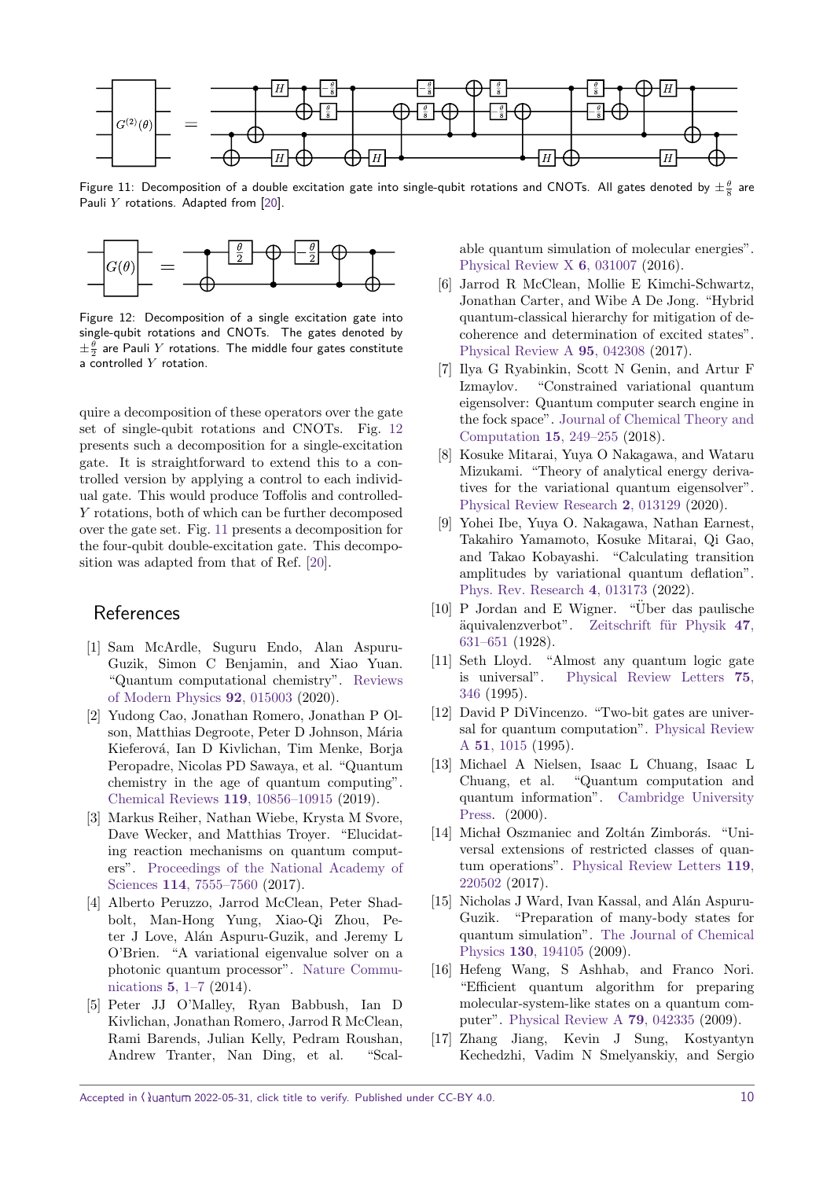Figure 11: Decomposition of a double excitation gate into single-qubit rotations and CNOTs. All gates denoted by $\pm\frac{\theta}{8}$ are Pauli $Y$ rotations. Adapted from [20].

Figure 12: Decomposition of a single excitation gate into single-qubit rotations and CNOTs. The gates denoted by $\pm\frac{\theta}{2}$ are Pauli $Y$ rotations. The middle four gates constitute a controlled $Y$ rotation.

quire a decomposition of these operators over the gate set of single-qubit rotations and CNOTs. Fig. 12 presents such a decomposition for a single-excitation gate. It is straightforward to extend this to a controlled version by applying a control to each individual gate. This would produce Toffolis and controlled-$Y$ rotations, both of which can be further decomposed over the gate set. Fig. 11 presents a decomposition for the four-qubit double-excitation gate. This decomposition was adapted from that of Ref. [20].

## References

[1] Sam McArdle, Suguru Endo, Alan Aspuru-Guzik, Simon C Benjamin, and Xiao Yuan. "Quantum computational chemistry". Reviews of Modern Physics **92**, 015003 (2020).

[2] Yudong Cao, Jonathan Romero, Jonathan P Olson, Matthias Degroote, Peter D Johnson, Mária Kieferová, Ian D Kivlichan, Tim Menke, Borja Peropadre, Nicolas PD Sawaya, et al. "Quantum chemistry in the age of quantum computing". Chemical Reviews **119**, 10856–10915 (2019).

[3] Markus Reiher, Nathan Wiebe, Krysta M Svore, Dave Wecker, and Matthias Troyer. "Elucidating reaction mechanisms on quantum computers". Proceedings of the National Academy of Sciences **114**, 7555–7560 (2017).

[4] Alberto Peruzzo, Jarrod McClean, Peter Shadbolt, Man-Hong Yung, Xiao-Qi Zhou, Peter J Love, Alán Aspuru-Guzik, and Jeremy L O'Brien. "A variational eigenvalue solver on a photonic quantum processor". Nature Communications **5**, 1–7 (2014).

[5] Peter JJ O'Malley, Ryan Babbush, Ian D Kivlichan, Jonathan Romero, Jarrod R McClean, Rami Barends, Julian Kelly, Pedram Roushan, Andrew Tranter, Nan Ding, et al. "Scalable quantum simulation of molecular energies". Physical Review X **6**, 031007 (2016).

[6] Jarrod R McClean, Mollie E Kimchi-Schwartz, Jonathan Carter, and Wibe A De Jong. "Hybrid quantum-classical hierarchy for mitigation of decoherence and determination of excited states". Physical Review A **95**, 042308 (2017).

[7] Ilya G Ryabinkin, Scott N Genin, and Artur F Izmaylov. "Constrained variational quantum eigensolver: Quantum computer search engine in the fock space". Journal of Chemical Theory and Computation **15**, 249–255 (2018).

[8] Kosuke Mitarai, Yuya O Nakagawa, and Wataru Mizukami. "Theory of analytical energy derivatives for the variational quantum eigensolver". Physical Review Research **2**, 013129 (2020).

[9] Yohei Ibe, Yuya O. Nakagawa, Nathan Earnest, Takahiro Yamamoto, Kosuke Mitarai, Qi Gao, and Takao Kobayashi. "Calculating transition amplitudes by variational quantum deflation". Phys. Rev. Research **4**, 013173 (2022).

[10] P Jordan and E Wigner. "Über das paulische äquivalenzverbot". Zeitschrift für Physik **47**, 631–651 (1928).

[11] Seth Lloyd. "Almost any quantum logic gate is universal". Physical Review Letters **75**, 346 (1995).

[12] David P DiVincenzo. "Two-bit gates are universal for quantum computation". Physical Review A **51**, 1015 (1995).

[13] Michael A Nielsen, Isaac L Chuang, Isaac L Chuang, et al. "Quantum computation and quantum information". Cambridge University Press. (2000).

[14] Michał Oszmaniec and Zoltán Zimborás. "Universal extensions of restricted classes of quantum operations". Physical Review Letters **119**, 220502 (2017).

[15] Nicholas J Ward, Ivan Kassal, and Alán Aspuru-Guzik. "Preparation of many-body states for quantum simulation". The Journal of Chemical Physics **130**, 194105 (2009).

[16] Hefeng Wang, S Ashhab, and Franco Nori. "Efficient quantum algorithm for preparing molecular-system-like states on a quantum computer". Physical Review A **79**, 042335 (2009).

[17] Zhang Jiang, Kevin J Sung, Kostyantyn Kechedzhi, Vadim N Smelyanskiy, and Sergio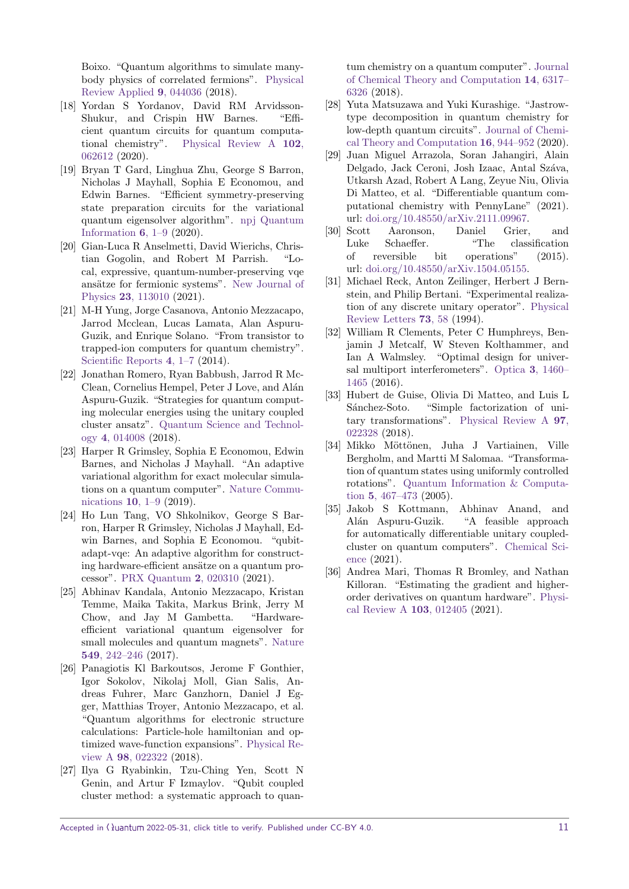Boixo. "Quantum algorithms to simulate many-body physics of correlated fermions". Physical Review Applied **9**, 044036 (2018).

[18] Yordan S Yordanov, David RM Arvidsson-Shukur, and Crispin HW Barnes. "Efficient quantum circuits for quantum computational chemistry". Physical Review A **102**, 062612 (2020).

[19] Bryan T Gard, Linghua Zhu, George S Barron, Nicholas J Mayhall, Sophia E Economou, and Edwin Barnes. "Efficient symmetry-preserving state preparation circuits for the variational quantum eigensolver algorithm". npj Quantum Information **6**, 1–9 (2020).

[20] Gian-Luca R Anselmetti, David Wierichs, Christian Gogolin, and Robert M Parrish. "Local, expressive, quantum-number-preserving vqe ansätze for fermionic systems". New Journal of Physics **23**, 113010 (2021).

[21] M-H Yung, Jorge Casanova, Antonio Mezzacapo, Jarrod Mcclean, Lucas Lamata, Alan Aspuru-Guzik, and Enrique Solano. "From transistor to trapped-ion computers for quantum chemistry". Scientific Reports **4**, 1–7 (2014).

[22] Jonathan Romero, Ryan Babbush, Jarrod R McClean, Cornelius Hempel, Peter J Love, and Alán Aspuru-Guzik. "Strategies for quantum computing molecular energies using the unitary coupled cluster ansatz". Quantum Science and Technology **4**, 014008 (2018).

[23] Harper R Grimsley, Sophia E Economou, Edwin Barnes, and Nicholas J Mayhall. "An adaptive variational algorithm for exact molecular simulations on a quantum computer". Nature Communications **10**, 1–9 (2019).

[24] Ho Lun Tang, VO Shkolnikov, George S Barron, Harper R Grimsley, Nicholas J Mayhall, Edwin Barnes, and Sophia E Economou. "qubit-adapt-vqe: An adaptive algorithm for constructing hardware-efficient ansätze on a quantum processor". PRX Quantum **2**, 020310 (2021).

[25] Abhinav Kandala, Antonio Mezzacapo, Kristan Temme, Maika Takita, Markus Brink, Jerry M Chow, and Jay M Gambetta. "Hardware-efficient variational quantum eigensolver for small molecules and quantum magnets". Nature **549**, 242–246 (2017).

[26] Panagiotis Kl Barkoutsos, Jerome F Gonthier, Igor Sokolov, Nikolaj Moll, Gian Salis, Andreas Fuhrer, Marc Ganzhorn, Daniel J Egger, Matthias Troyer, Antonio Mezzacapo, et al. "Quantum algorithms for electronic structure calculations: Particle-hole hamiltonian and optimized wave-function expansions". Physical Review A **98**, 022322 (2018).

[27] Ilya G Ryabinkin, Tzu-Ching Yen, Scott N Genin, and Artur F Izmaylov. "Qubit coupled cluster method: a systematic approach to quantum chemistry on a quantum computer". Journal of Chemical Theory and Computation **14**, 6317–6326 (2018).

[28] Yuta Matsuzawa and Yuki Kurashige. "Jastrow-type decomposition in quantum chemistry for low-depth quantum circuits". Journal of Chemical Theory and Computation **16**, 944–952 (2020).

[29] Juan Miguel Arrazola, Soran Jahangiri, Alain Delgado, Jack Ceroni, Josh Izaac, Antal Száva, Utkarsh Azad, Robert A Lang, Zeyue Niu, Olivia Di Matteo, et al. "Differentiable quantum computational chemistry with PennyLane" (2021). url: doi.org/10.48550/arXiv.2111.09967.

[30] Scott Aaronson, Daniel Grier, and Luke Schaeffer. "The classification of reversible bit operations" (2015). url: doi.org/10.48550/arXiv.1504.05155.

[31] Michael Reck, Anton Zeilinger, Herbert J Bernstein, and Philip Bertani. "Experimental realization of any discrete unitary operator". Physical Review Letters **73**, 58 (1994).

[32] William R Clements, Peter C Humphreys, Benjamin J Metcalf, W Steven Kolthammer, and Ian A Walmsley. "Optimal design for universal multiport interferometers". Optica **3**, 1460–1465 (2016).

[33] Hubert de Guise, Olivia Di Matteo, and Luis L Sánchez-Soto. "Simple factorization of unitary transformations". Physical Review A **97**, 022328 (2018).

[34] Mikko Möttönen, Juha J Vartiainen, Ville Bergholm, and Martti M Salomaa. "Transformation of quantum states using uniformly controlled rotations". Quantum Information & Computation **5**, 467–473 (2005).

[35] Jakob S Kottmann, Abhinav Anand, and Alán Aspuru-Guzik. "A feasible approach for automatically differentiable unitary coupled-cluster on quantum computers". Chemical Science (2021).

[36] Andrea Mari, Thomas R Bromley, and Nathan Killoran. "Estimating the gradient and higher-order derivatives on quantum hardware". Physical Review A **103**, 012405 (2021).